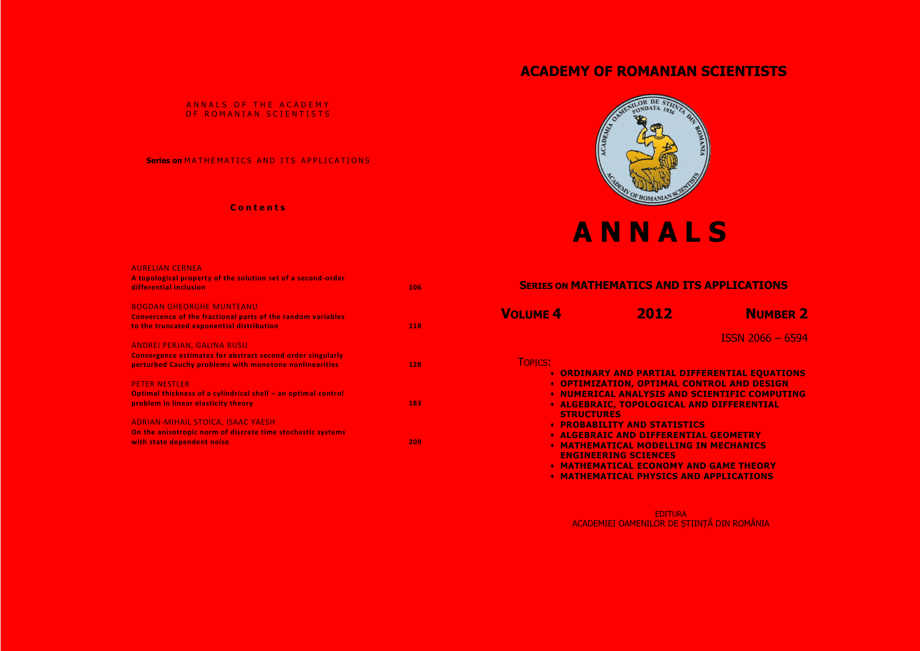ANNALS OF THE ACADEMY OF ROMANIAN SCIENTISTS

**Series on** MATHEMATICS AND ITS APPLICATIONS

**Contents**

AURELIAN CERNEA
**A topological property of the solution set of a second-order differential inclusion** 106

BOGDAN GHEORGHE MUNTEANU
**Convercence of the fractional parts of the random variables to the truncated exponential distribution** 118

ANDREI PERJAN, GALINA RUSU
**Convergence estimates for abstract second order singularly perturbed Cauchy problems with monotone nonlinearities** 128

PETER NESTLER
**Optimal thickness of a cylindrical shell – an optimal control problem in linear elasticity theory** 183

ADRIAN-MIHAIL STOICA, ISAAC YAESH
**On the anisotropic norm of discrete time stochastic systems with state dependent noise** 209

# ACADEMY OF ROMANIAN SCIENTISTS

# ANNALS

## SERIES ON MATHEMATICS AND ITS APPLICATIONS

**VOLUME 4** **2012** **NUMBER 2**

ISSN 2066 – 6594

TOPICS:

- **ORDINARY AND PARTIAL DIFFERENTIAL EQUATIONS**
- **OPTIMIZATION, OPTIMAL CONTROL AND DESIGN**
- **NUMERICAL ANALYSIS AND SCIENTIFIC COMPUTING**
- **ALGEBRAIC, TOPOLOGICAL AND DIFFERENTIAL STRUCTURES**
- **PROBABILITY AND STATISTICS**
- **ALGEBRAIC AND DIFFERENTIAL GEOMETRY**
- **MATHEMATICAL MODELLING IN MECHANICS ENGINEERING SCIENCES**
- **MATHEMATICAL ECONOMY AND GAME THEORY**
- **MATHEMATICAL PHYSICS AND APPLICATIONS**

EDITURA
ACADEMIEI OAMENILOR DE ȘTIINȚĂ DIN ROMÂNIA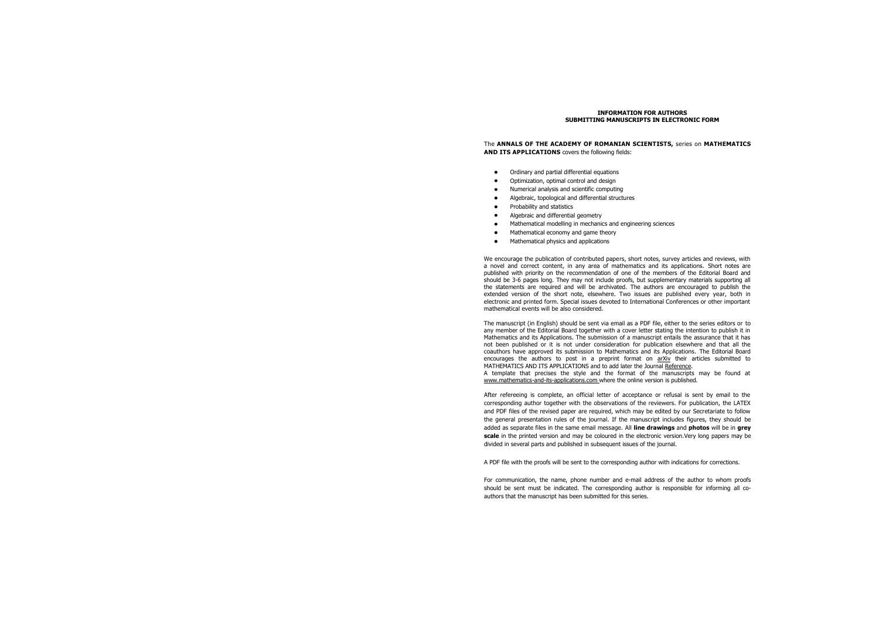**INFORMATION FOR AUTHORS**
**SUBMITTING MANUSCRIPTS IN ELECTRONIC FORM**

The **ANNALS OF THE ACADEMY OF ROMANIAN SCIENTISTS,** series on **MATHEMATICS AND ITS APPLICATIONS** covers the following fields:

- Ordinary and partial differential equations
- Optimization, optimal control and design
- Numerical analysis and scientific computing
- Algebraic, topological and differential structures
- Probability and statistics
- Algebraic and differential geometry
- Mathematical modelling in mechanics and engineering sciences
- Mathematical economy and game theory
- Mathematical physics and applications

We encourage the publication of contributed papers, short notes, survey articles and reviews, with a novel and correct content, in any area of mathematics and its applications. Short notes are published with priority on the recommendation of one of the members of the Editorial Board and should be 3-6 pages long. They may not include proofs, but supplementary materials supporting all the statements are required and will be archivated. The authors are encouraged to publish the extended version of the short note, elsewhere. Two issues are published every year, both in electronic and printed form. Special issues devoted to International Conferences or other important mathematical events will be also considered.

The manuscript (in English) should be sent via email as a PDF file, either to the series editors or to any member of the Editorial Board together with a cover letter stating the intention to publish it in Mathematics and its Applications. The submission of a manuscript entails the assurance that it has not been published or it is not under consideration for publication elsewhere and that all the coauthors have approved its submission to Mathematics and its Applications. The Editorial Board encourages the authors to post in a preprint format on arXiv their articles submitted to MATHEMATICS AND ITS APPLICATIONS and to add later the Journal Reference.
A template that precises the style and the format of the manuscripts may be found at www.mathematics-and-its-applications.com where the online version is published.

After refereeing is complete, an official letter of acceptance or refusal is sent by email to the corresponding author together with the observations of the reviewers. For publication, the LATEX and PDF files of the revised paper are required, which may be edited by our Secretariate to follow the general presentation rules of the journal. If the manuscript includes figures, they should be added as separate files in the same email message. All **line drawings** and **photos** will be in **grey scale** in the printed version and may be coloured in the electronic version.Very long papers may be divided in several parts and published in subsequent issues of the journal.

A PDF file with the proofs will be sent to the corresponding author with indications for corrections.

For communication, the name, phone number and e-mail address of the author to whom proofs should be sent must be indicated. The corresponding author is responsible for informing all co-authors that the manuscript has been submitted for this series.